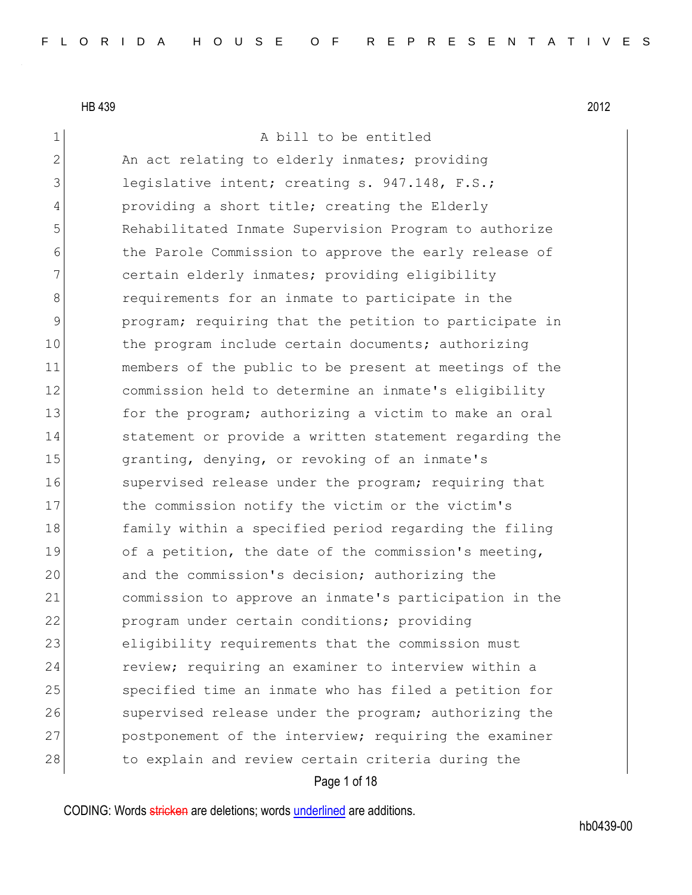HB 439 2012

A bill to be entitled

An act relating to elderly inmates; providing legislative intent; creating s. 947.148, F.S.; providing a short title; creating the Elderly Rehabilitated Inmate Supervision Program to authorize the Parole Commission to approve the early release of certain elderly inmates; providing eligibility requirements for an inmate to participate in the program; requiring that the petition to participate in the program include certain documents; authorizing members of the public to be present at meetings of the commission held to determine an inmate's eligibility for the program; authorizing a victim to make an oral statement or provide a written statement regarding the granting, denying, or revoking of an inmate's supervised release under the program; requiring that the commission notify the victim or the victim's family within a specified period regarding the filing of a petition, the date of the commission's meeting, and the commission's decision; authorizing the commission to approve an inmate's participation in the program under certain conditions; providing eligibility requirements that the commission must review; requiring an examiner to interview within a specified time an inmate who has filed a petition for supervised release under the program; authorizing the postponement of the interview; requiring the examiner to explain and review certain criteria during the

CODING: Words stricken are deletions; words underlined are additions.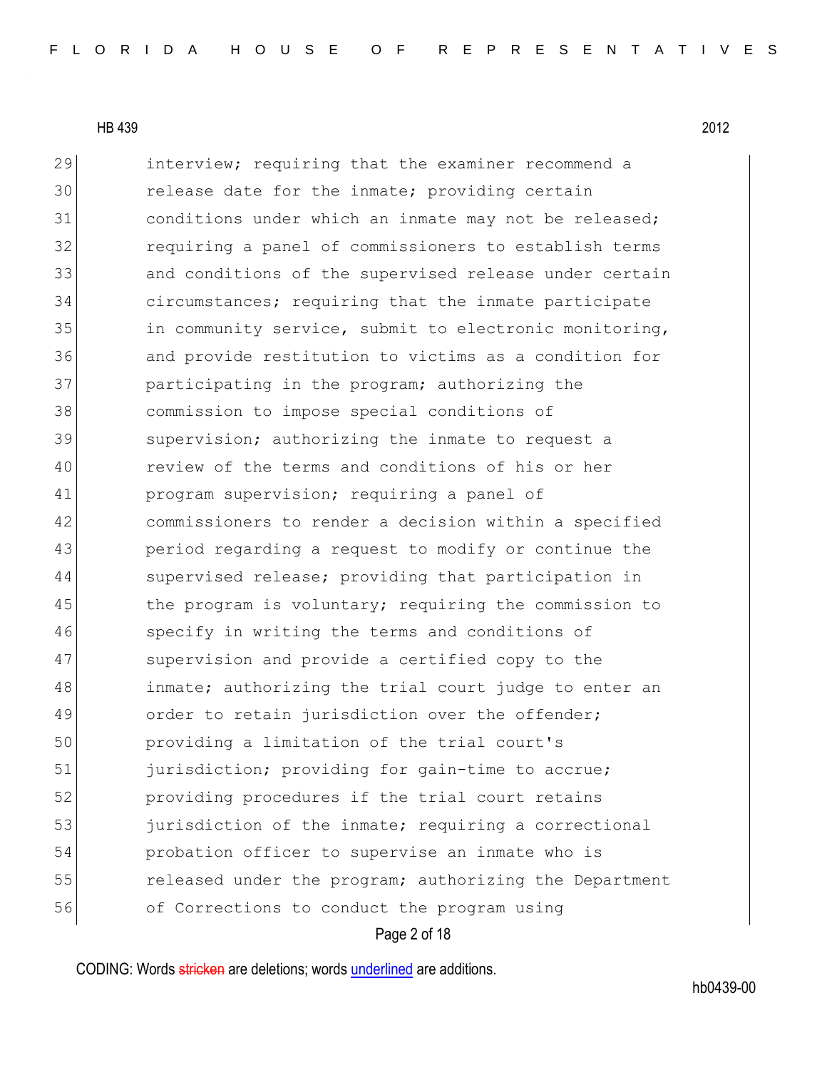29 interview; requiring that the examiner recommend a
30 release date for the inmate; providing certain
31 conditions under which an inmate may not be released;
32 requiring a panel of commissioners to establish terms
33 and conditions of the supervised release under certain
34 circumstances; requiring that the inmate participate
35 in community service, submit to electronic monitoring,
36 and provide restitution to victims as a condition for
37 participating in the program; authorizing the
38 commission to impose special conditions of
39 supervision; authorizing the inmate to request a
40 review of the terms and conditions of his or her
41 program supervision; requiring a panel of
42 commissioners to render a decision within a specified
43 period regarding a request to modify or continue the
44 supervised release; providing that participation in
45 the program is voluntary; requiring the commission to
46 specify in writing the terms and conditions of
47 supervision and provide a certified copy to the
48 inmate; authorizing the trial court judge to enter an
49 order to retain jurisdiction over the offender;
50 providing a limitation of the trial court's
51 jurisdiction; providing for gain-time to accrue;
52 providing procedures if the trial court retains
53 jurisdiction of the inmate; requiring a correctional
54 probation officer to supervise an inmate who is
55 released under the program; authorizing the Department
56 of Corrections to conduct the program using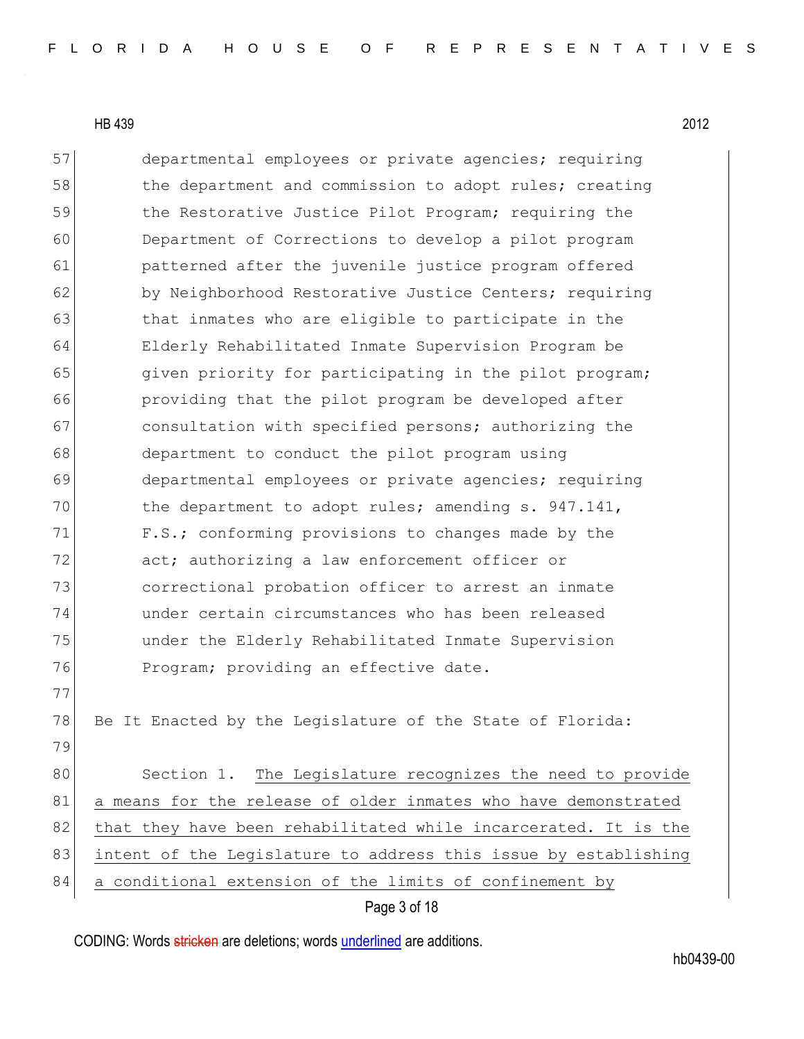departmental employees or private agencies; requiring the department and commission to adopt rules; creating the Restorative Justice Pilot Program; requiring the Department of Corrections to develop a pilot program patterned after the juvenile justice program offered by Neighborhood Restorative Justice Centers; requiring that inmates who are eligible to participate in the Elderly Rehabilitated Inmate Supervision Program be given priority for participating in the pilot program; providing that the pilot program be developed after consultation with specified persons; authorizing the department to conduct the pilot program using departmental employees or private agencies; requiring the department to adopt rules; amending s. 947.141, F.S.; conforming provisions to changes made by the act; authorizing a law enforcement officer or correctional probation officer to arrest an inmate under certain circumstances who has been released under the Elderly Rehabilitated Inmate Supervision Program; providing an effective date.

Be It Enacted by the Legislature of the State of Florida:

Section 1. <u>The Legislature recognizes the need to provide a means for the release of older inmates who have demonstrated that they have been rehabilitated while incarcerated. It is the intent of the Legislature to address this issue by establishing a conditional extension of the limits of confinement by</u>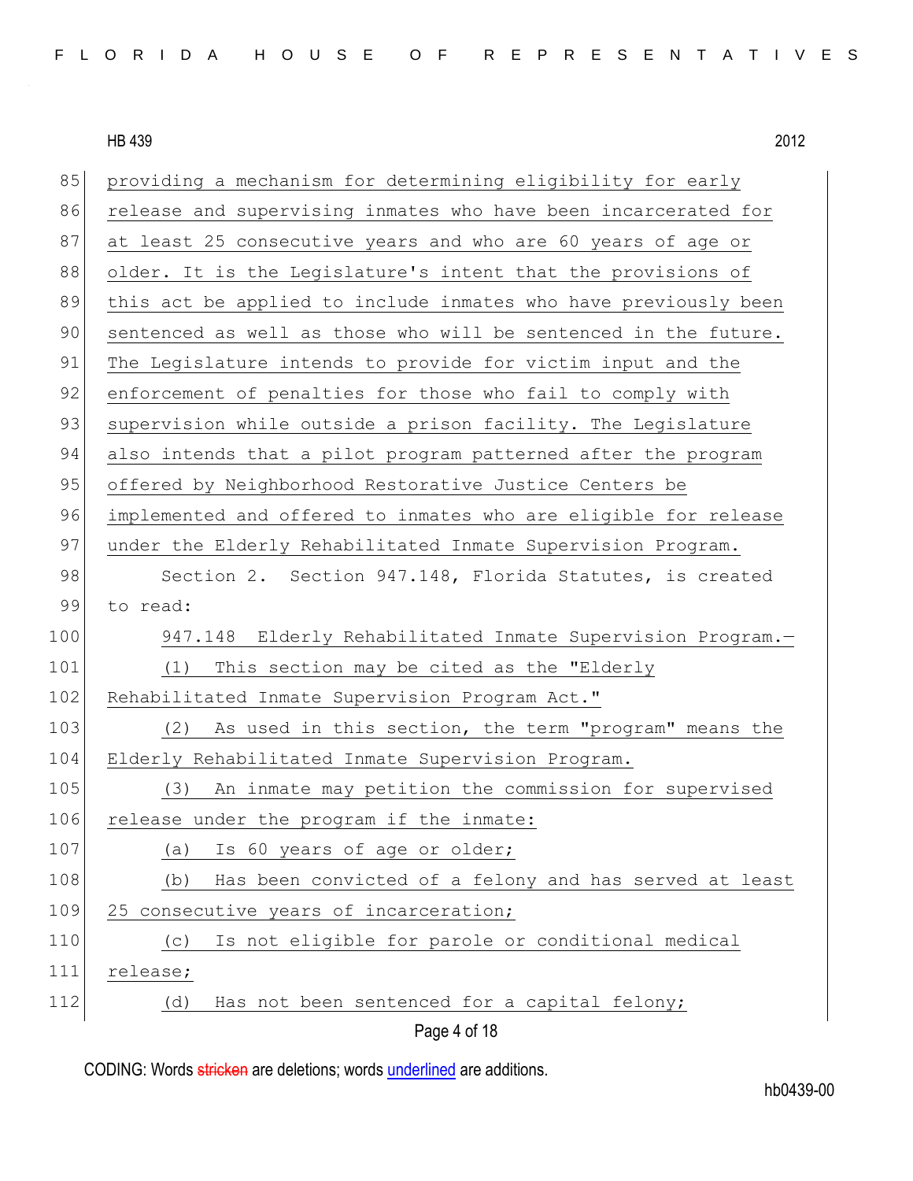providing a mechanism for determining eligibility for early release and supervising inmates who have been incarcerated for at least 25 consecutive years and who are 60 years of age or older. It is the Legislature's intent that the provisions of this act be applied to include inmates who have previously been sentenced as well as those who will be sentenced in the future. The Legislature intends to provide for victim input and the enforcement of penalties for those who fail to comply with supervision while outside a prison facility. The Legislature also intends that a pilot program patterned after the program offered by Neighborhood Restorative Justice Centers be implemented and offered to inmates who are eligible for release under the Elderly Rehabilitated Inmate Supervision Program.

Section 2. Section 947.148, Florida Statutes, is created to read:

947.148 Elderly Rehabilitated Inmate Supervision Program.—

(1) This section may be cited as the "Elderly Rehabilitated Inmate Supervision Program Act."

(2) As used in this section, the term "program" means the Elderly Rehabilitated Inmate Supervision Program.

(3) An inmate may petition the commission for supervised release under the program if the inmate:

(a) Is 60 years of age or older;

(b) Has been convicted of a felony and has served at least 25 consecutive years of incarceration;

(c) Is not eligible for parole or conditional medical release;

(d) Has not been sentenced for a capital felony;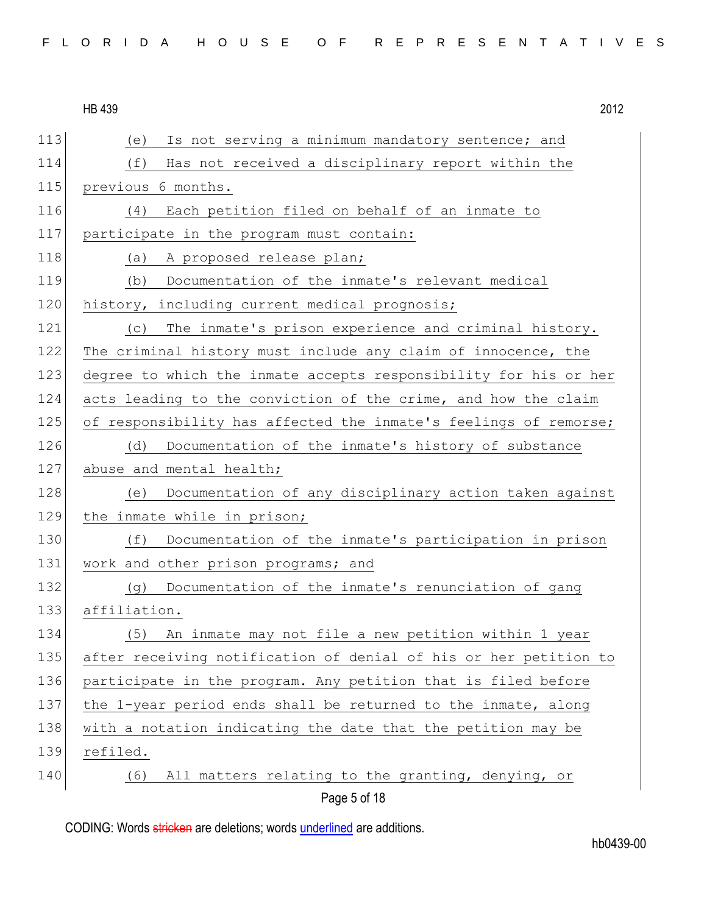(e) Is not serving a minimum mandatory sentence; and

(f) Has not received a disciplinary report within the previous 6 months.

(4) Each petition filed on behalf of an inmate to participate in the program must contain:

(a) A proposed release plan;

(b) Documentation of the inmate's relevant medical history, including current medical prognosis;

(c) The inmate's prison experience and criminal history. The criminal history must include any claim of innocence, the degree to which the inmate accepts responsibility for his or her acts leading to the conviction of the crime, and how the claim of responsibility has affected the inmate's feelings of remorse;

(d) Documentation of the inmate's history of substance abuse and mental health;

(e) Documentation of any disciplinary action taken against the inmate while in prison;

(f) Documentation of the inmate's participation in prison work and other prison programs; and

(g) Documentation of the inmate's renunciation of gang affiliation.

(5) An inmate may not file a new petition within 1 year after receiving notification of denial of his or her petition to participate in the program. Any petition that is filed before the 1-year period ends shall be returned to the inmate, along with a notation indicating the date that the petition may be refiled.

(6) All matters relating to the granting, denying, or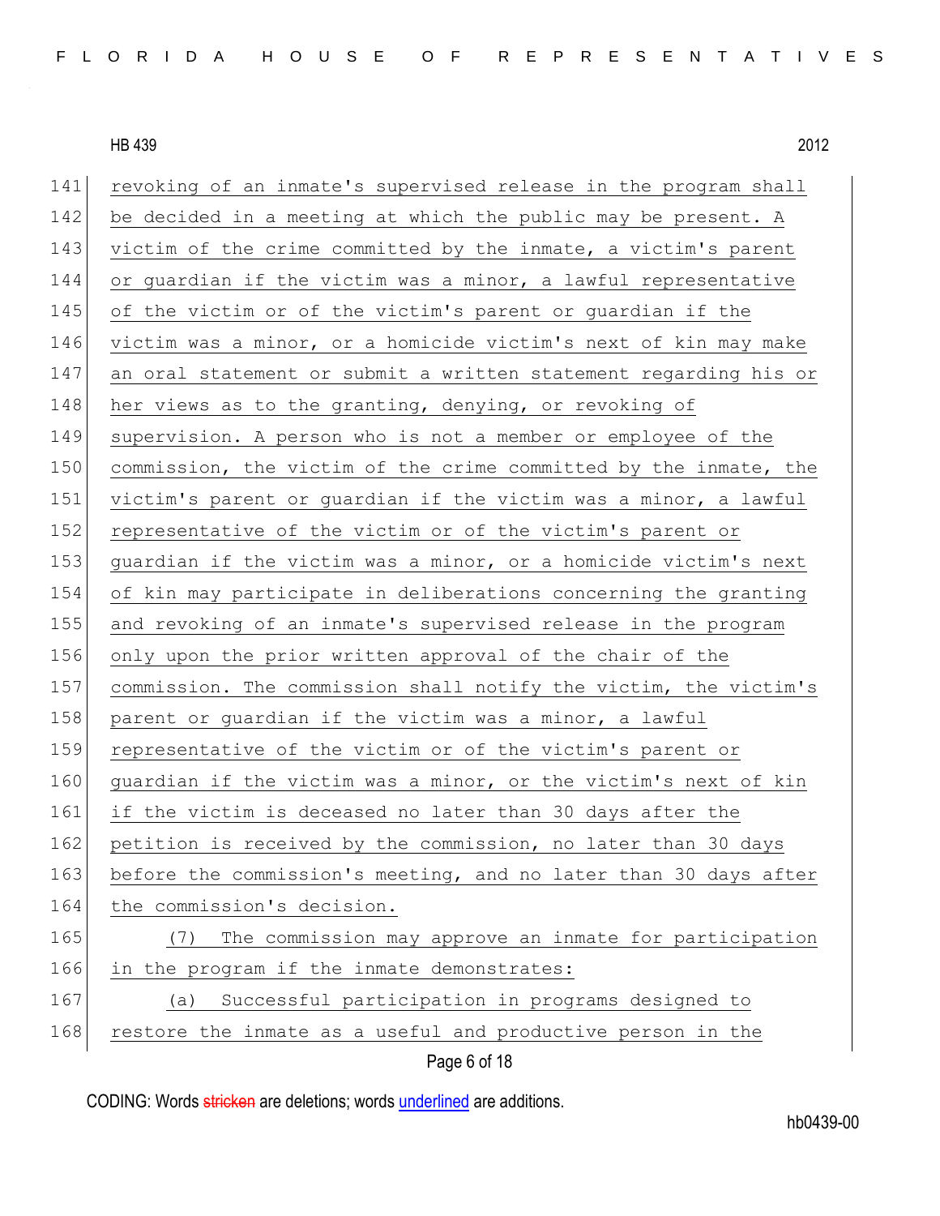revoking of an inmate's supervised release in the program shall be decided in a meeting at which the public may be present. A victim of the crime committed by the inmate, a victim's parent or guardian if the victim was a minor, a lawful representative of the victim or of the victim's parent or guardian if the victim was a minor, or a homicide victim's next of kin may make an oral statement or submit a written statement regarding his or her views as to the granting, denying, or revoking of supervision. A person who is not a member or employee of the commission, the victim of the crime committed by the inmate, the victim's parent or guardian if the victim was a minor, a lawful representative of the victim or of the victim's parent or guardian if the victim was a minor, or a homicide victim's next of kin may participate in deliberations concerning the granting and revoking of an inmate's supervised release in the program only upon the prior written approval of the chair of the commission. The commission shall notify the victim, the victim's parent or guardian if the victim was a minor, a lawful representative of the victim or of the victim's parent or guardian if the victim was a minor, or the victim's next of kin if the victim is deceased no later than 30 days after the petition is received by the commission, no later than 30 days before the commission's meeting, and no later than 30 days after the commission's decision.

(7) The commission may approve an inmate for participation in the program if the inmate demonstrates:

(a) Successful participation in programs designed to restore the inmate as a useful and productive person in the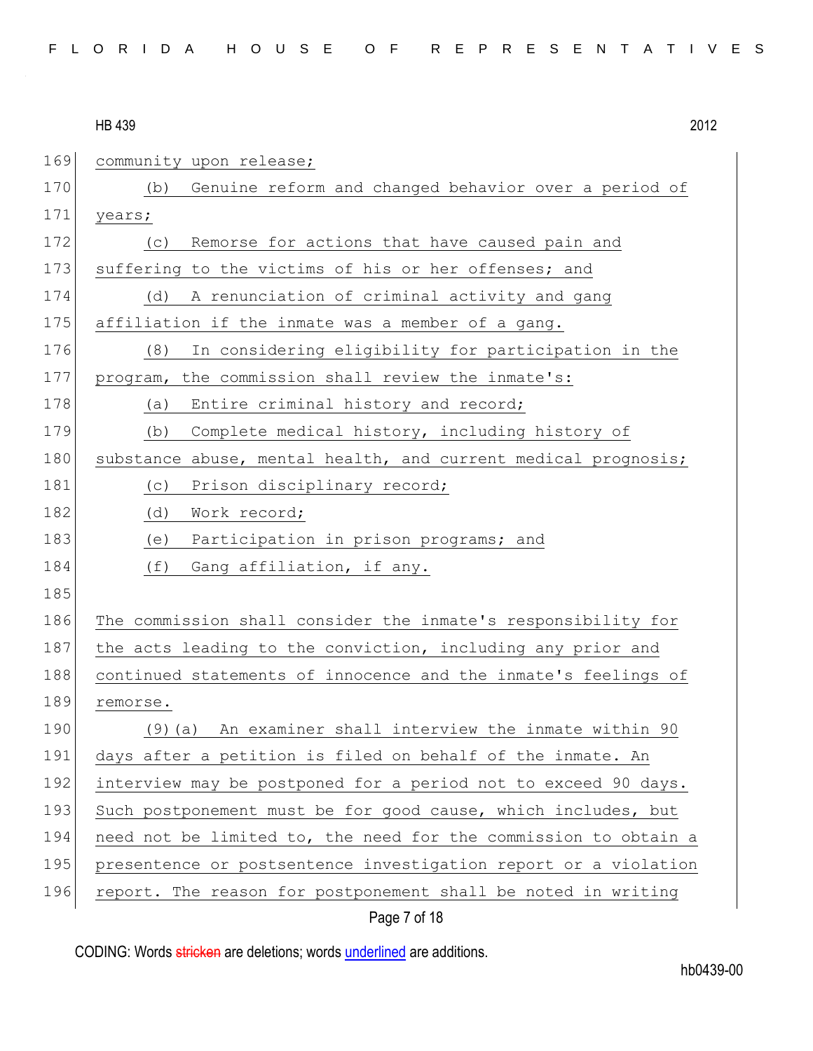community upon release;

(b) Genuine reform and changed behavior over a period of years;

(c) Remorse for actions that have caused pain and suffering to the victims of his or her offenses; and

(d) A renunciation of criminal activity and gang affiliation if the inmate was a member of a gang.

(8) In considering eligibility for participation in the program, the commission shall review the inmate's:

(a) Entire criminal history and record;

(b) Complete medical history, including history of substance abuse, mental health, and current medical prognosis;

(c) Prison disciplinary record;

(d) Work record;

(e) Participation in prison programs; and

(f) Gang affiliation, if any.

The commission shall consider the inmate's responsibility for the acts leading to the conviction, including any prior and continued statements of innocence and the inmate's feelings of remorse.

(9)(a) An examiner shall interview the inmate within 90 days after a petition is filed on behalf of the inmate. An interview may be postponed for a period not to exceed 90 days. Such postponement must be for good cause, which includes, but need not be limited to, the need for the commission to obtain a presentence or postsentence investigation report or a violation report. The reason for postponement shall be noted in writing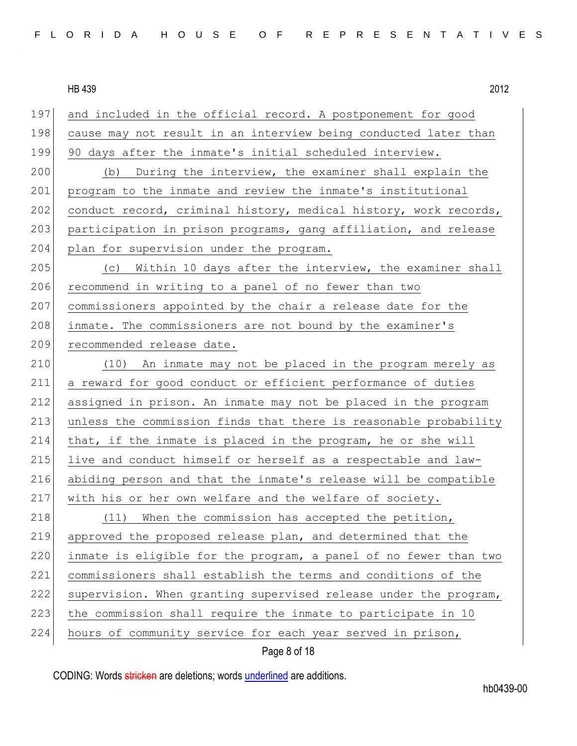and included in the official record. A postponement for good cause may not result in an interview being conducted later than 90 days after the inmate's initial scheduled interview.

(b) During the interview, the examiner shall explain the program to the inmate and review the inmate's institutional conduct record, criminal history, medical history, work records, participation in prison programs, gang affiliation, and release plan for supervision under the program.

(c) Within 10 days after the interview, the examiner shall recommend in writing to a panel of no fewer than two commissioners appointed by the chair a release date for the inmate. The commissioners are not bound by the examiner's recommended release date.

(10) An inmate may not be placed in the program merely as a reward for good conduct or efficient performance of duties assigned in prison. An inmate may not be placed in the program unless the commission finds that there is reasonable probability that, if the inmate is placed in the program, he or she will live and conduct himself or herself as a respectable and law-abiding person and that the inmate's release will be compatible with his or her own welfare and the welfare of society.

(11) When the commission has accepted the petition, approved the proposed release plan, and determined that the inmate is eligible for the program, a panel of no fewer than two commissioners shall establish the terms and conditions of the supervision. When granting supervised release under the program, the commission shall require the inmate to participate in 10 hours of community service for each year served in prison,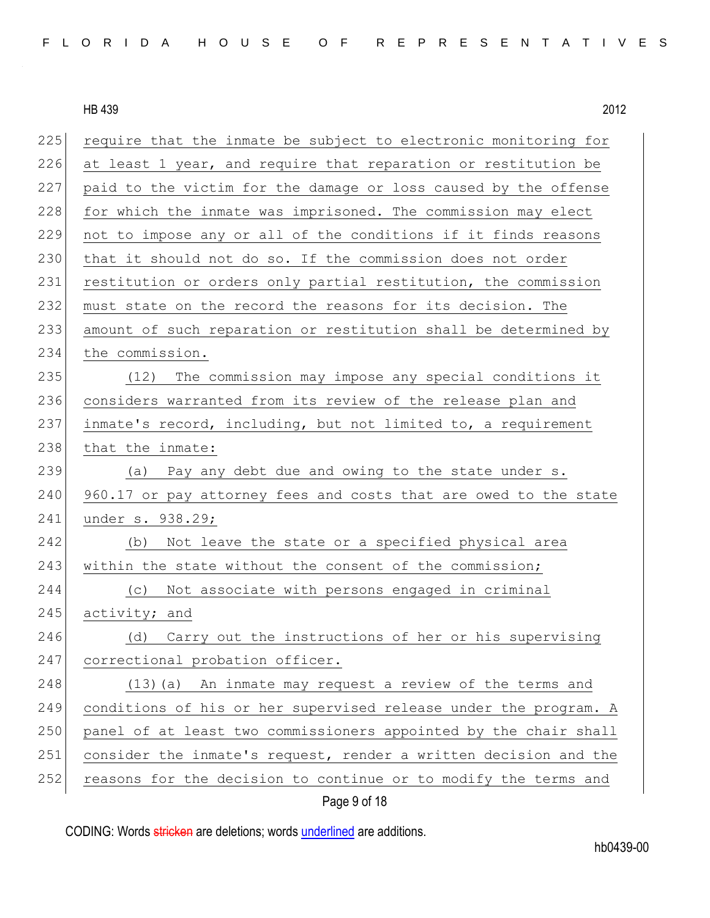require that the inmate be subject to electronic monitoring for at least 1 year, and require that reparation or restitution be paid to the victim for the damage or loss caused by the offense for which the inmate was imprisoned. The commission may elect not to impose any or all of the conditions if it finds reasons that it should not do so. If the commission does not order restitution or orders only partial restitution, the commission must state on the record the reasons for its decision. The amount of such reparation or restitution shall be determined by the commission.

(12) The commission may impose any special conditions it considers warranted from its review of the release plan and inmate's record, including, but not limited to, a requirement that the inmate:

(a) Pay any debt due and owing to the state under s. 960.17 or pay attorney fees and costs that are owed to the state under s. 938.29;

(b) Not leave the state or a specified physical area within the state without the consent of the commission;

(c) Not associate with persons engaged in criminal activity; and

(d) Carry out the instructions of her or his supervising correctional probation officer.

(13)(a) An inmate may request a review of the terms and conditions of his or her supervised release under the program. A panel of at least two commissioners appointed by the chair shall consider the inmate's request, render a written decision and the reasons for the decision to continue or to modify the terms and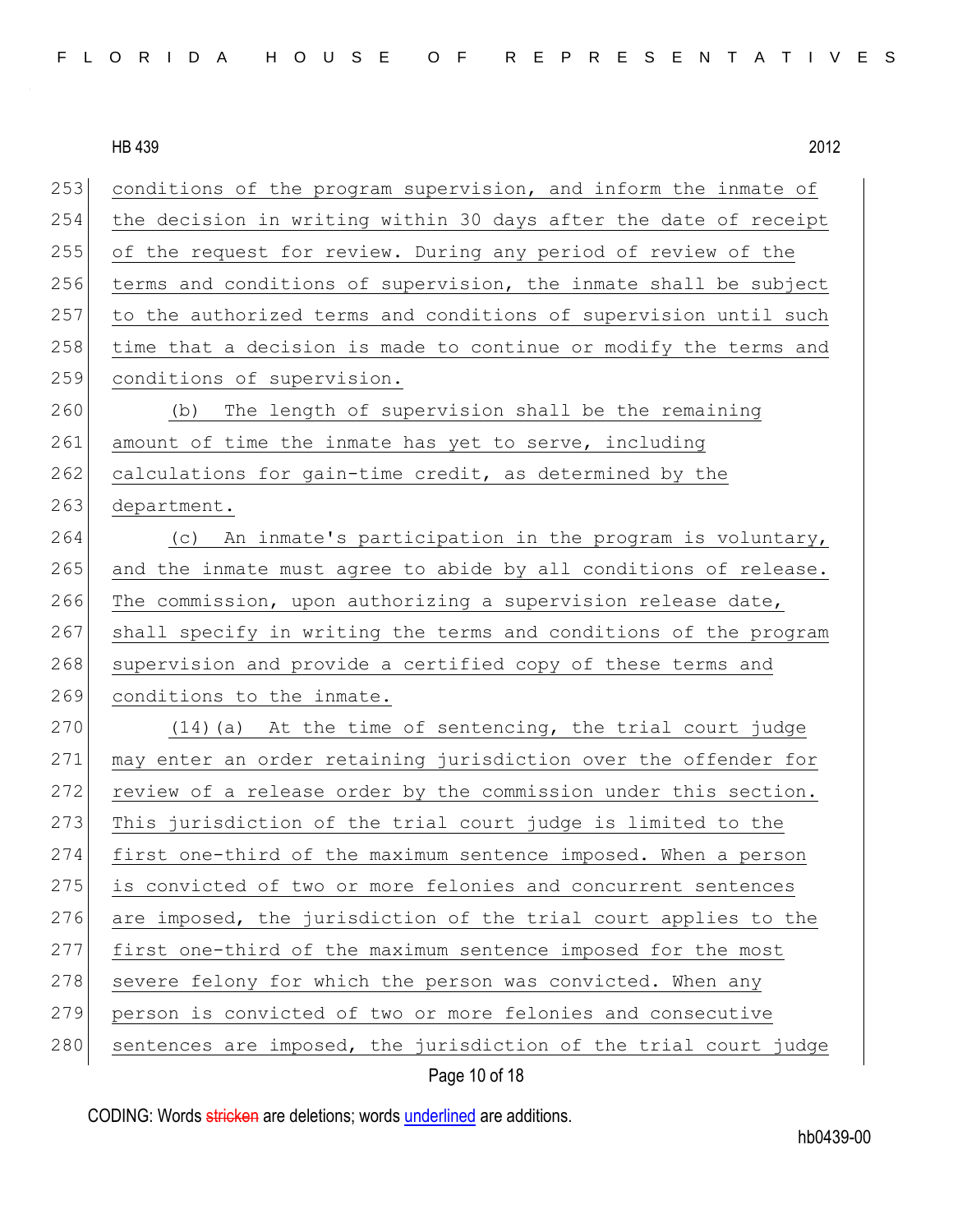conditions of the program supervision, and inform the inmate of the decision in writing within 30 days after the date of receipt of the request for review. During any period of review of the terms and conditions of supervision, the inmate shall be subject to the authorized terms and conditions of supervision until such time that a decision is made to continue or modify the terms and conditions of supervision.

(b) The length of supervision shall be the remaining amount of time the inmate has yet to serve, including calculations for gain-time credit, as determined by the department.

(c) An inmate's participation in the program is voluntary, and the inmate must agree to abide by all conditions of release. The commission, upon authorizing a supervision release date, shall specify in writing the terms and conditions of the program supervision and provide a certified copy of these terms and conditions to the inmate.

(14)(a) At the time of sentencing, the trial court judge may enter an order retaining jurisdiction over the offender for review of a release order by the commission under this section. This jurisdiction of the trial court judge is limited to the first one-third of the maximum sentence imposed. When a person is convicted of two or more felonies and concurrent sentences are imposed, the jurisdiction of the trial court applies to the first one-third of the maximum sentence imposed for the most severe felony for which the person was convicted. When any person is convicted of two or more felonies and consecutive sentences are imposed, the jurisdiction of the trial court judge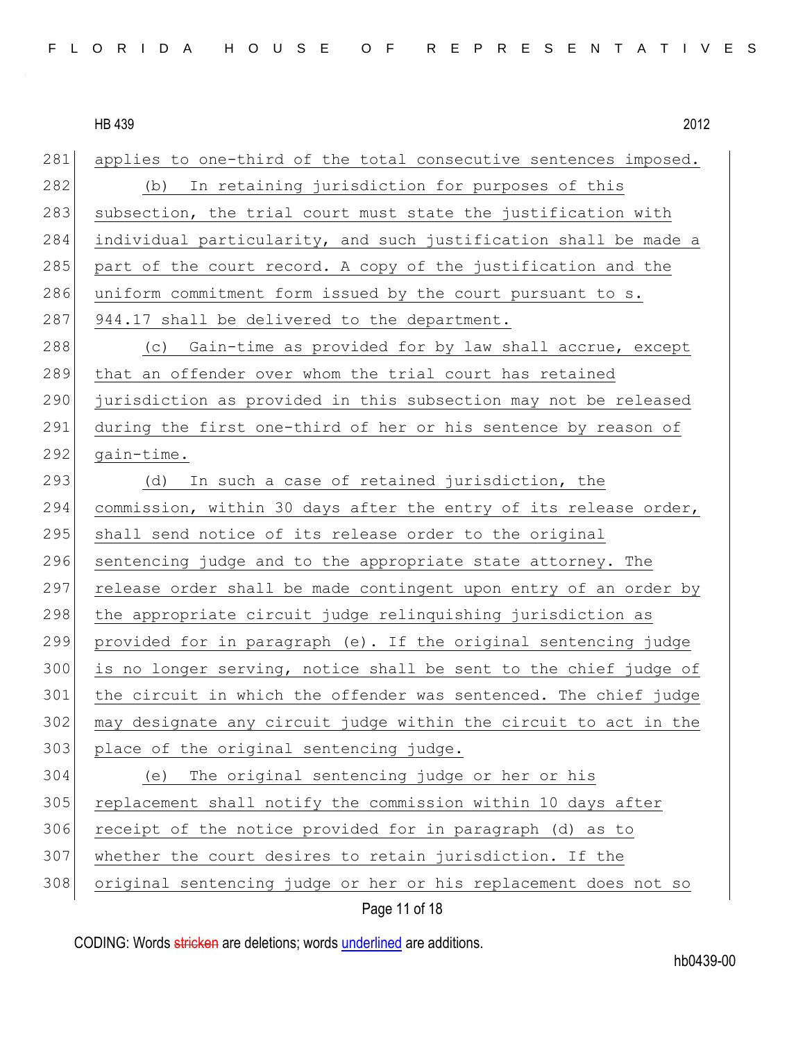applies to one-third of the total consecutive sentences imposed.

(b) In retaining jurisdiction for purposes of this subsection, the trial court must state the justification with individual particularity, and such justification shall be made a part of the court record. A copy of the justification and the uniform commitment form issued by the court pursuant to s. 944.17 shall be delivered to the department.

(c) Gain-time as provided for by law shall accrue, except that an offender over whom the trial court has retained jurisdiction as provided in this subsection may not be released during the first one-third of her or his sentence by reason of gain-time.

(d) In such a case of retained jurisdiction, the commission, within 30 days after the entry of its release order, shall send notice of its release order to the original sentencing judge and to the appropriate state attorney. The release order shall be made contingent upon entry of an order by the appropriate circuit judge relinquishing jurisdiction as provided for in paragraph (e). If the original sentencing judge is no longer serving, notice shall be sent to the chief judge of the circuit in which the offender was sentenced. The chief judge may designate any circuit judge within the circuit to act in the place of the original sentencing judge.

(e) The original sentencing judge or her or his replacement shall notify the commission within 10 days after receipt of the notice provided for in paragraph (d) as to whether the court desires to retain jurisdiction. If the original sentencing judge or her or his replacement does not so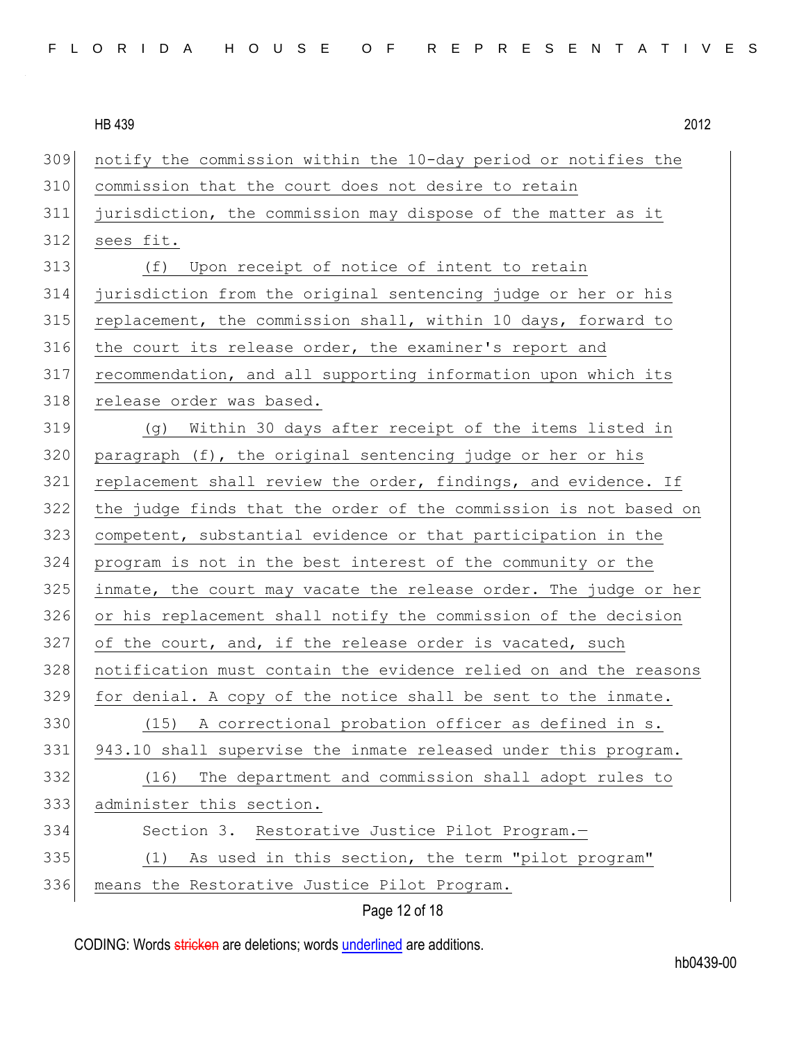notify the commission within the 10-day period or notifies the commission that the court does not desire to retain jurisdiction, the commission may dispose of the matter as it sees fit.

(f) Upon receipt of notice of intent to retain jurisdiction from the original sentencing judge or her or his replacement, the commission shall, within 10 days, forward to the court its release order, the examiner's report and recommendation, and all supporting information upon which its release order was based.

(g) Within 30 days after receipt of the items listed in paragraph (f), the original sentencing judge or her or his replacement shall review the order, findings, and evidence. If the judge finds that the order of the commission is not based on competent, substantial evidence or that participation in the program is not in the best interest of the community or the inmate, the court may vacate the release order. The judge or her or his replacement shall notify the commission of the decision of the court, and, if the release order is vacated, such notification must contain the evidence relied on and the reasons for denial. A copy of the notice shall be sent to the inmate.

(15) A correctional probation officer as defined in s. 943.10 shall supervise the inmate released under this program.

(16) The department and commission shall adopt rules to administer this section.

Section 3. Restorative Justice Pilot Program.—

(1) As used in this section, the term "pilot program" means the Restorative Justice Pilot Program.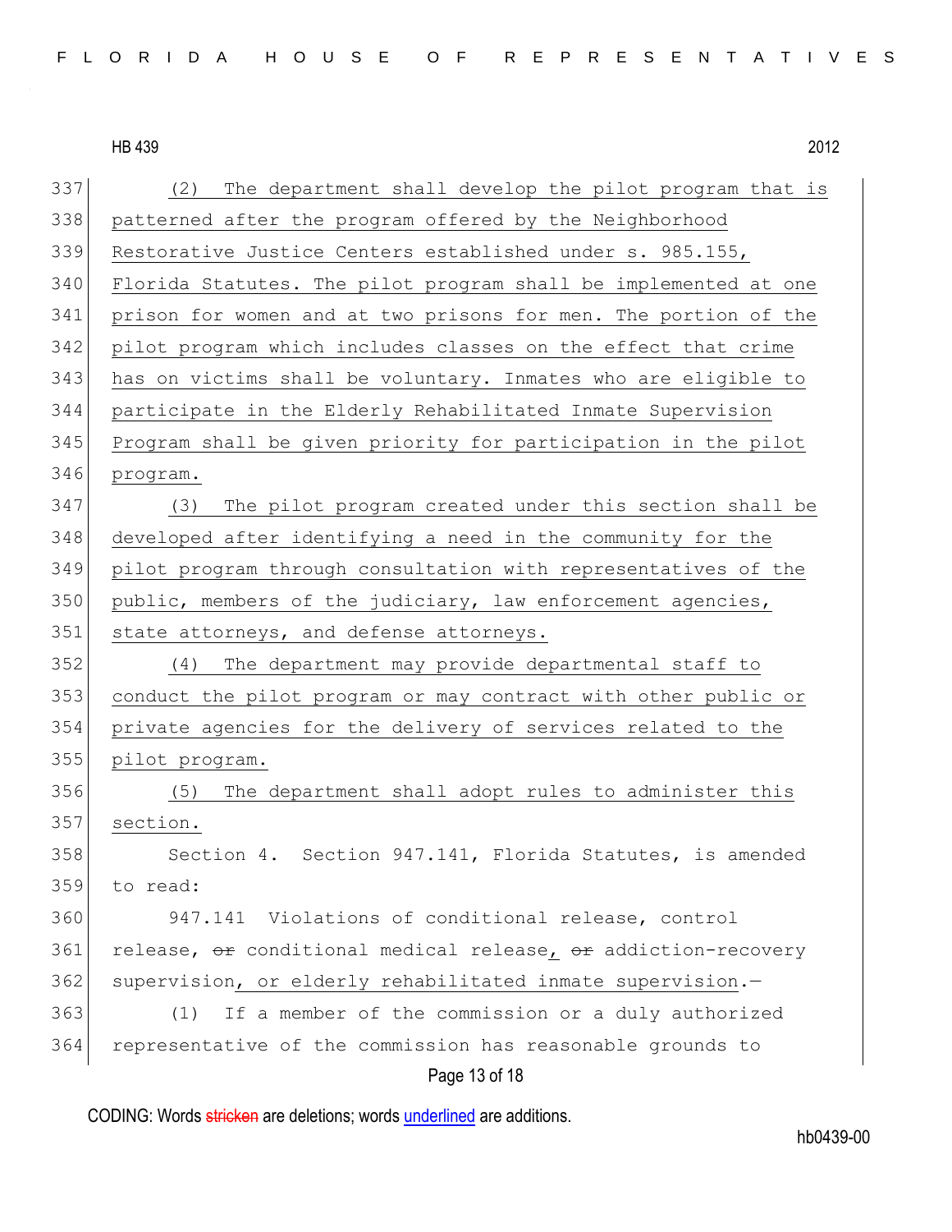337 (2) The department shall develop the pilot program that is
338 patterned after the program offered by the Neighborhood
339 Restorative Justice Centers established under s. 985.155,
340 Florida Statutes. The pilot program shall be implemented at one
341 prison for women and at two prisons for men. The portion of the
342 pilot program which includes classes on the effect that crime
343 has on victims shall be voluntary. Inmates who are eligible to
344 participate in the Elderly Rehabilitated Inmate Supervision
345 Program shall be given priority for participation in the pilot
346 program.

347 (3) The pilot program created under this section shall be
348 developed after identifying a need in the community for the
349 pilot program through consultation with representatives of the
350 public, members of the judiciary, law enforcement agencies,
351 state attorneys, and defense attorneys.

352 (4) The department may provide departmental staff to
353 conduct the pilot program or may contract with other public or
354 private agencies for the delivery of services related to the
355 pilot program.

356 (5) The department shall adopt rules to administer this
357 section.

358 Section 4. Section 947.141, Florida Statutes, is amended
359 to read:

360 947.141 Violations of conditional release, control
361 release, ~~or~~ conditional medical release, ~~or~~ addiction-recovery
362 supervision, or elderly rehabilitated inmate supervision.—

363 (1) If a member of the commission or a duly authorized
364 representative of the commission has reasonable grounds to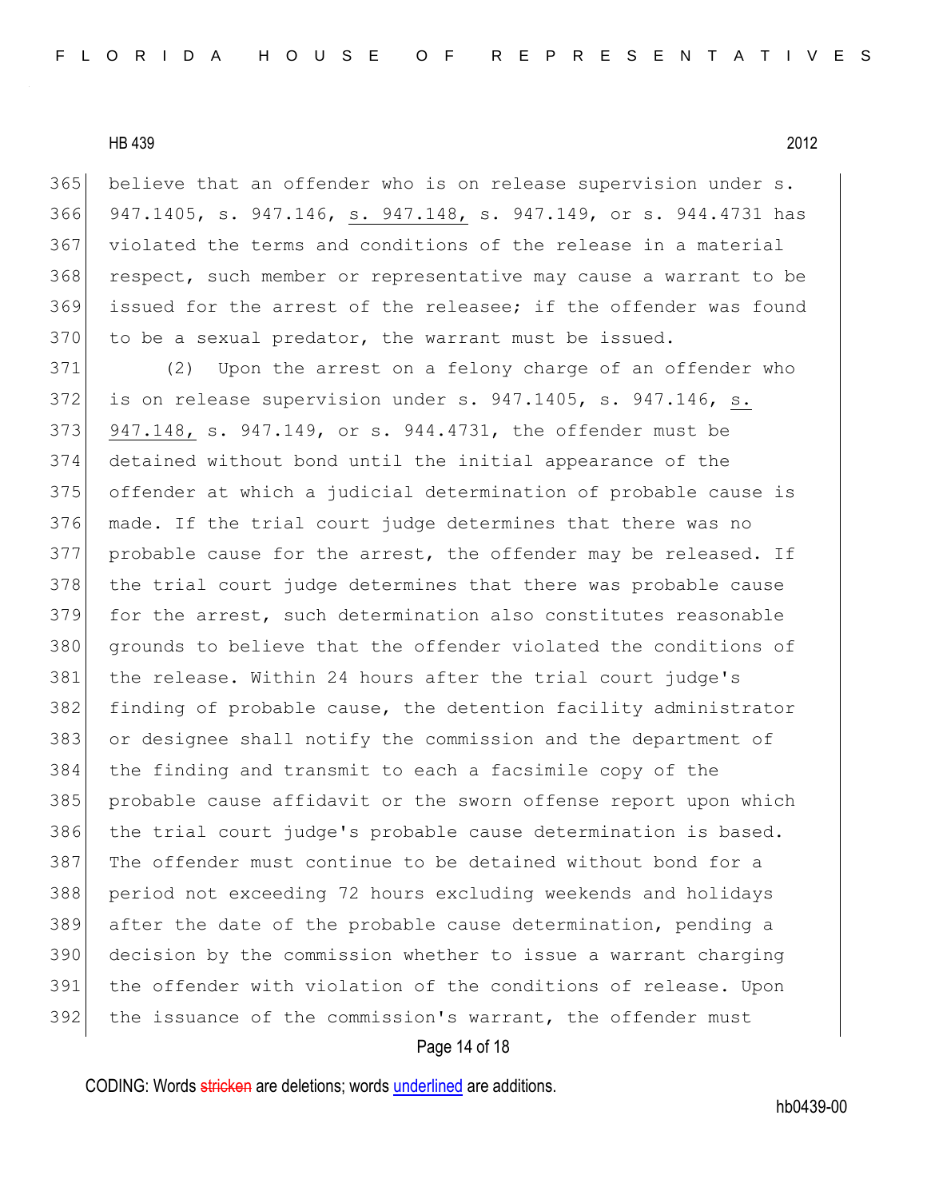believe that an offender who is on release supervision under s. 947.1405, s. 947.146, <u>s. 947.148,</u> s. 947.149, or s. 944.4731 has violated the terms and conditions of the release in a material respect, such member or representative may cause a warrant to be issued for the arrest of the releasee; if the offender was found to be a sexual predator, the warrant must be issued.

(2) Upon the arrest on a felony charge of an offender who is on release supervision under s. 947.1405, s. 947.146, <u>s. 947.148,</u> s. 947.149, or s. 944.4731, the offender must be detained without bond until the initial appearance of the offender at which a judicial determination of probable cause is made. If the trial court judge determines that there was no probable cause for the arrest, the offender may be released. If the trial court judge determines that there was probable cause for the arrest, such determination also constitutes reasonable grounds to believe that the offender violated the conditions of the release. Within 24 hours after the trial court judge's finding of probable cause, the detention facility administrator or designee shall notify the commission and the department of the finding and transmit to each a facsimile copy of the probable cause affidavit or the sworn offense report upon which the trial court judge's probable cause determination is based. The offender must continue to be detained without bond for a period not exceeding 72 hours excluding weekends and holidays after the date of the probable cause determination, pending a decision by the commission whether to issue a warrant charging the offender with violation of the conditions of release. Upon the issuance of the commission's warrant, the offender must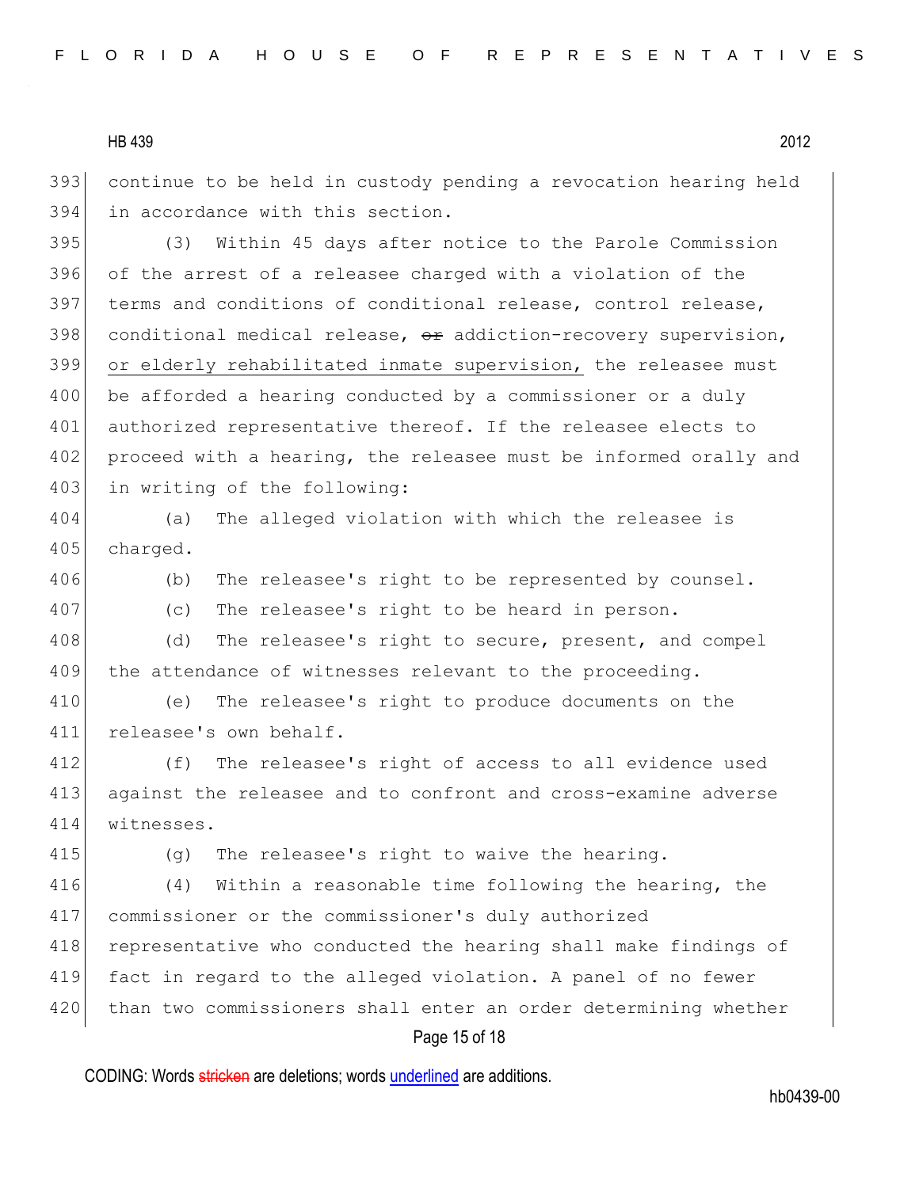continue to be held in custody pending a revocation hearing held in accordance with this section.

(3) Within 45 days after notice to the Parole Commission of the arrest of a releasee charged with a violation of the terms and conditions of conditional release, control release, conditional medical release, ~~or~~ addiction-recovery supervision, <u>or elderly rehabilitated inmate supervision,</u> the releasee must be afforded a hearing conducted by a commissioner or a duly authorized representative thereof. If the releasee elects to proceed with a hearing, the releasee must be informed orally and in writing of the following:

(a) The alleged violation with which the releasee is charged.

(b) The releasee's right to be represented by counsel.

(c) The releasee's right to be heard in person.

(d) The releasee's right to secure, present, and compel the attendance of witnesses relevant to the proceeding.

(e) The releasee's right to produce documents on the releasee's own behalf.

(f) The releasee's right of access to all evidence used against the releasee and to confront and cross-examine adverse witnesses.

(g) The releasee's right to waive the hearing.

(4) Within a reasonable time following the hearing, the commissioner or the commissioner's duly authorized representative who conducted the hearing shall make findings of fact in regard to the alleged violation. A panel of no fewer than two commissioners shall enter an order determining whether

CODING: Words ~~stricken~~ are deletions; words <u>underlined</u> are additions.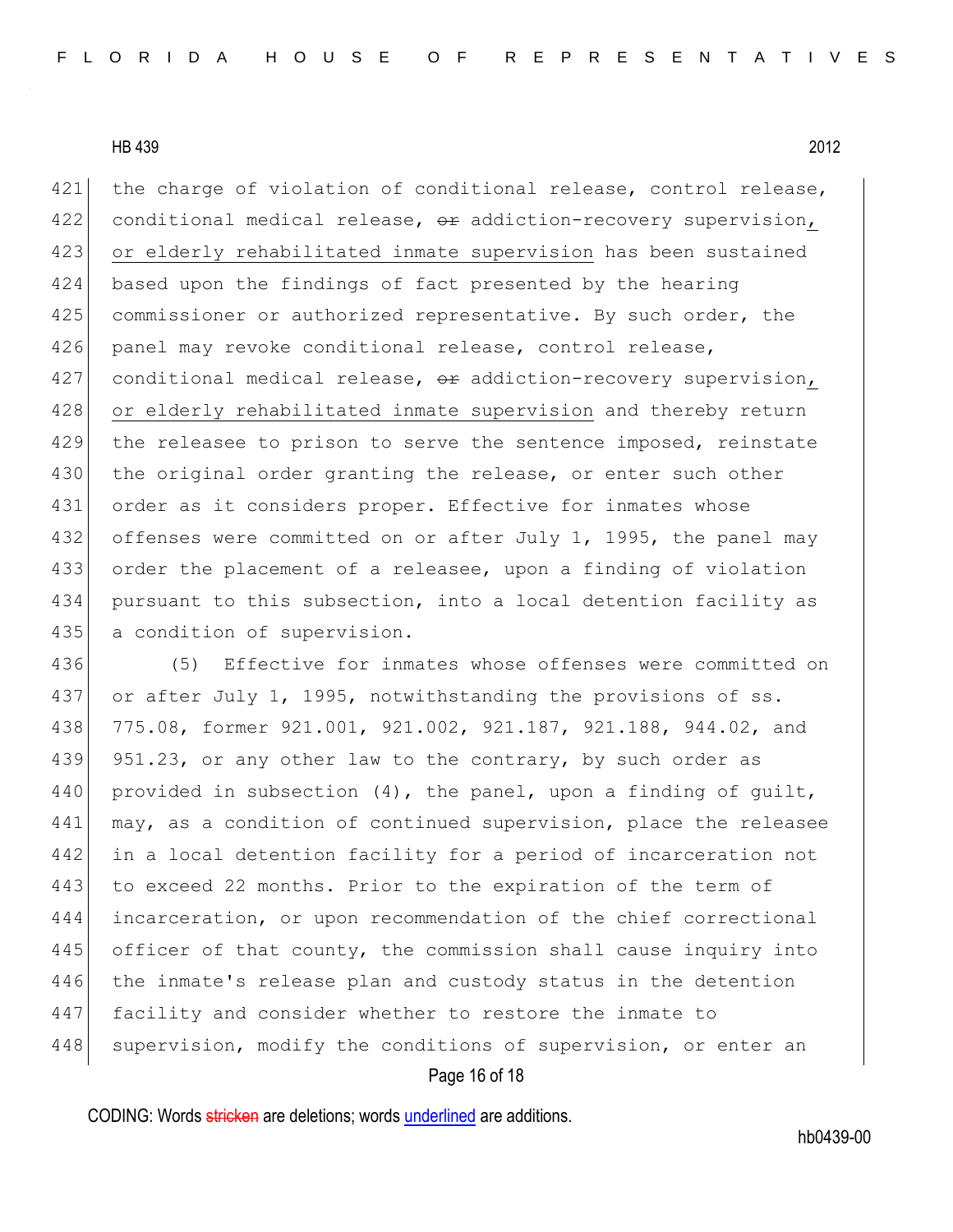the charge of violation of conditional release, control release, conditional medical release, ~~or~~ addiction-recovery supervision, or elderly rehabilitated inmate supervision has been sustained based upon the findings of fact presented by the hearing commissioner or authorized representative. By such order, the panel may revoke conditional release, control release, conditional medical release, ~~or~~ addiction-recovery supervision, or elderly rehabilitated inmate supervision and thereby return the releasee to prison to serve the sentence imposed, reinstate the original order granting the release, or enter such other order as it considers proper. Effective for inmates whose offenses were committed on or after July 1, 1995, the panel may order the placement of a releasee, upon a finding of violation pursuant to this subsection, into a local detention facility as a condition of supervision.

(5) Effective for inmates whose offenses were committed on or after July 1, 1995, notwithstanding the provisions of ss. 775.08, former 921.001, 921.002, 921.187, 921.188, 944.02, and 951.23, or any other law to the contrary, by such order as provided in subsection (4), the panel, upon a finding of guilt, may, as a condition of continued supervision, place the releasee in a local detention facility for a period of incarceration not to exceed 22 months. Prior to the expiration of the term of incarceration, or upon recommendation of the chief correctional officer of that county, the commission shall cause inquiry into the inmate's release plan and custody status in the detention facility and consider whether to restore the inmate to supervision, modify the conditions of supervision, or enter an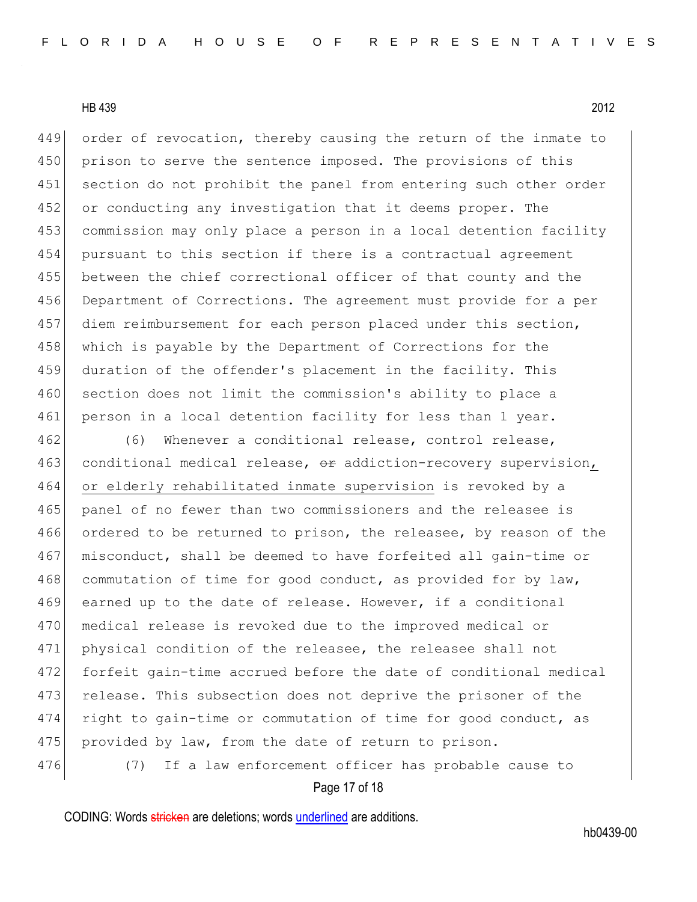order of revocation, thereby causing the return of the inmate to prison to serve the sentence imposed. The provisions of this section do not prohibit the panel from entering such other order or conducting any investigation that it deems proper. The commission may only place a person in a local detention facility pursuant to this section if there is a contractual agreement between the chief correctional officer of that county and the Department of Corrections. The agreement must provide for a per diem reimbursement for each person placed under this section, which is payable by the Department of Corrections for the duration of the offender's placement in the facility. This section does not limit the commission's ability to place a person in a local detention facility for less than 1 year.

(6) Whenever a conditional release, control release, conditional medical release, ~~or~~ addiction-recovery supervision, or elderly rehabilitated inmate supervision is revoked by a panel of no fewer than two commissioners and the releasee is ordered to be returned to prison, the releasee, by reason of the misconduct, shall be deemed to have forfeited all gain-time or commutation of time for good conduct, as provided for by law, earned up to the date of release. However, if a conditional medical release is revoked due to the improved medical or physical condition of the releasee, the releasee shall not forfeit gain-time accrued before the date of conditional medical release. This subsection does not deprive the prisoner of the right to gain-time or commutation of time for good conduct, as provided by law, from the date of return to prison.

(7) If a law enforcement officer has probable cause to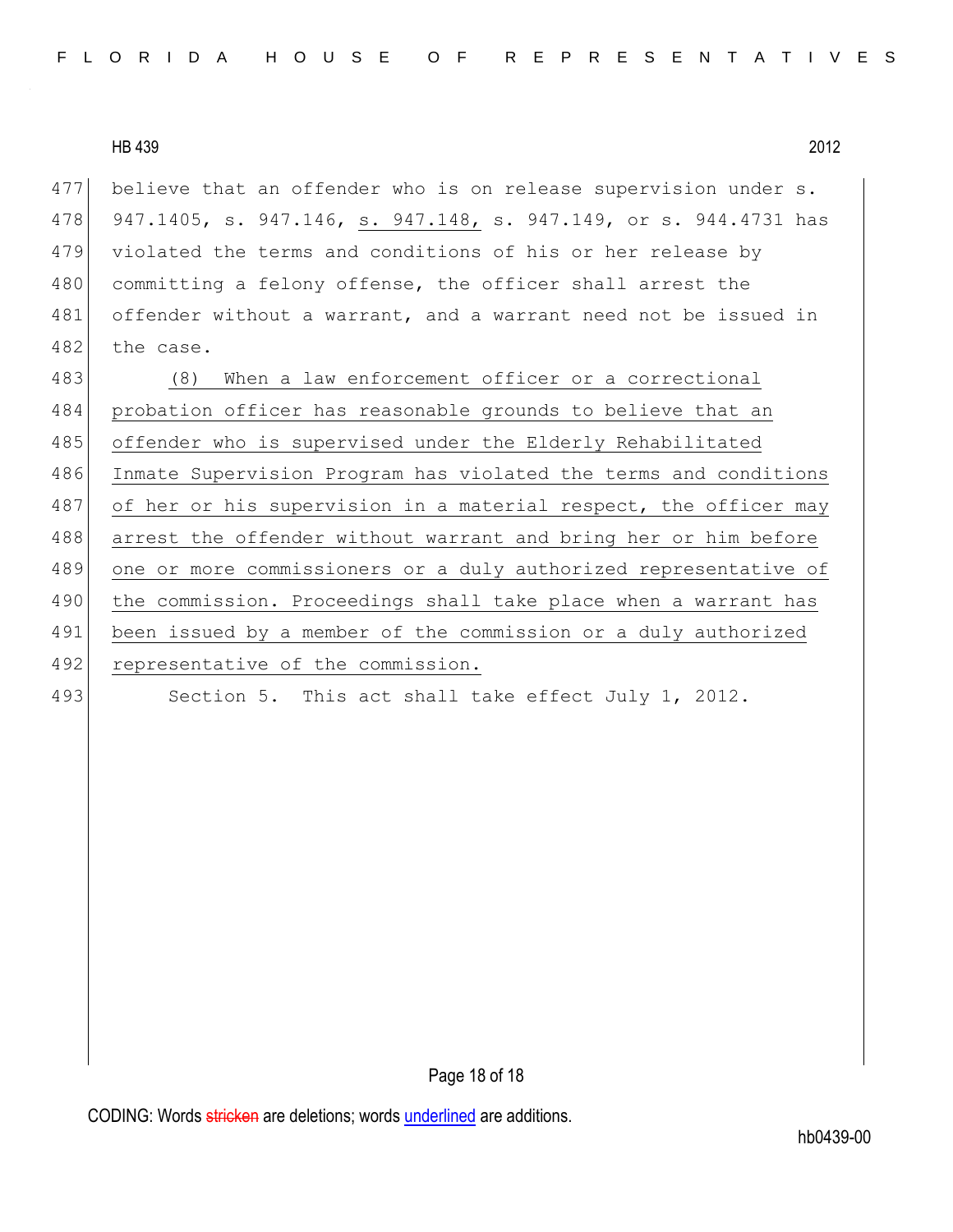477 believe that an offender who is on release supervision under s.
478 947.1405, s. 947.146, <u>s. 947.148,</u> s. 947.149, or s. 944.4731 has
479 violated the terms and conditions of his or her release by
480 committing a felony offense, the officer shall arrest the
481 offender without a warrant, and a warrant need not be issued in
482 the case.

483 <u>(8) When a law enforcement officer or a correctional</u>
484 <u>probation officer has reasonable grounds to believe that an</u>
485 <u>offender who is supervised under the Elderly Rehabilitated</u>
486 <u>Inmate Supervision Program has violated the terms and conditions</u>
487 <u>of her or his supervision in a material respect, the officer may</u>
488 <u>arrest the offender without warrant and bring her or him before</u>
489 <u>one or more commissioners or a duly authorized representative of</u>
490 <u>the commission. Proceedings shall take place when a warrant has</u>
491 <u>been issued by a member of the commission or a duly authorized</u>
492 <u>representative of the commission.</u>

493 Section 5. This act shall take effect July 1, 2012.